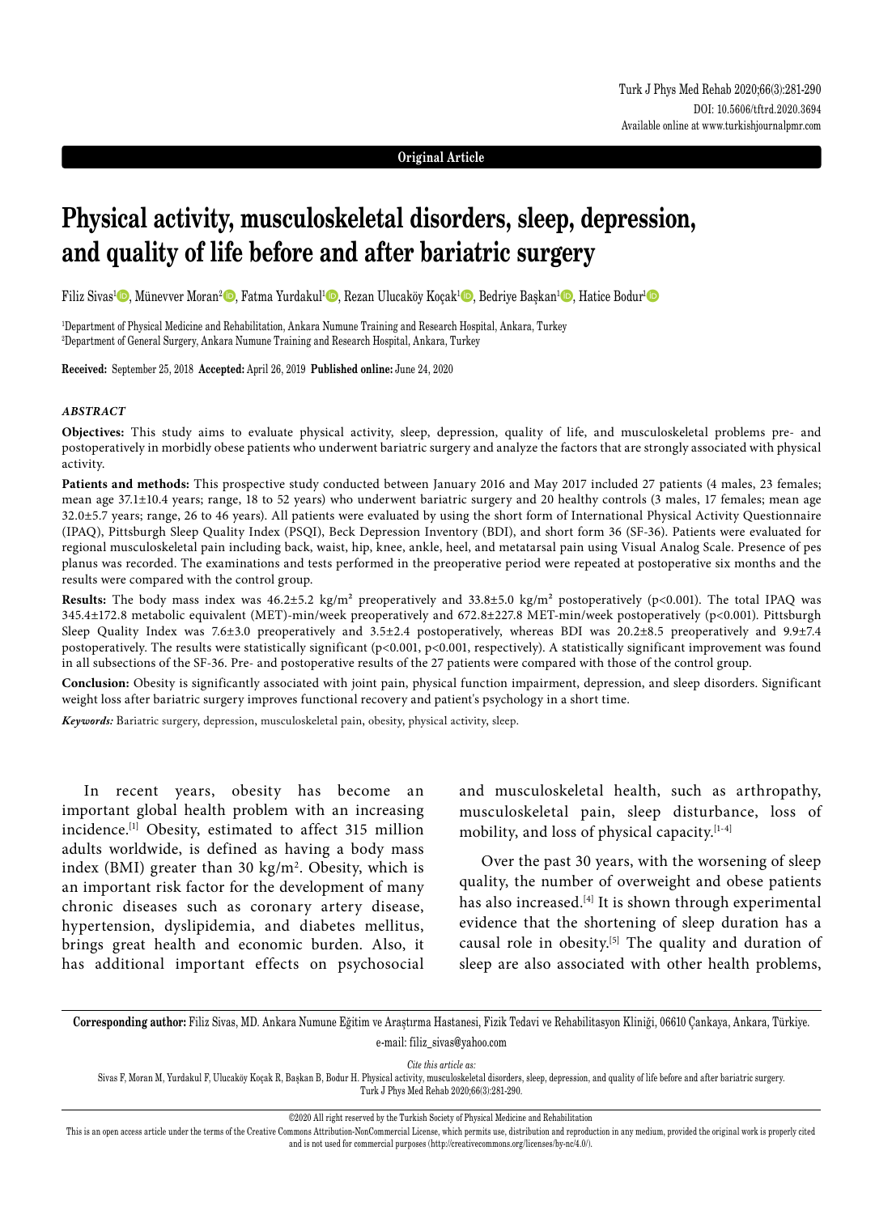Original Article

# Physical activity, musculoskeletal disorders, sleep, depression, and quality of life before and after bariatric surgery

Filiz Sivas[1], Münevver Moran[2], Fatma Yurdakul[1], Rezan Ulucaköy Koçak[1], Bedriye Başkan[1], Hatice Bodur[1]

[1]Department of Physical Medicine and Rehabilitation, Ankara Numune Training and Research Hospital, Ankara, Turkey
[2]Department of General Surgery, Ankara Numune Training and Research Hospital, Ankara, Turkey

**Received:** September 25, 2018 **Accepted:** April 26, 2019 **Published online:** June 24, 2020

### *ABSTRACT*

**Objectives:** This study aims to evaluate physical activity, sleep, depression, quality of life, and musculoskeletal problems pre- and postoperatively in morbidly obese patients who underwent bariatric surgery and analyze the factors that are strongly associated with physical activity.

**Patients and methods:** This prospective study conducted between January 2016 and May 2017 included 27 patients (4 males, 23 females; mean age 37.1±10.4 years; range, 18 to 52 years) who underwent bariatric surgery and 20 healthy controls (3 males, 17 females; mean age 32.0±5.7 years; range, 26 to 46 years). All patients were evaluated by using the short form of International Physical Activity Questionnaire (IPAQ), Pittsburgh Sleep Quality Index (PSQI), Beck Depression Inventory (BDI), and short form 36 (SF-36). Patients were evaluated for regional musculoskeletal pain including back, waist, hip, knee, ankle, heel, and metatarsal pain using Visual Analog Scale. Presence of pes planus was recorded. The examinations and tests performed in the preoperative period were repeated at postoperative six months and the results were compared with the control group.

**Results:** The body mass index was 46.2±5.2 kg/m² preoperatively and 33.8±5.0 kg/m² postoperatively ($p<0.001$). The total IPAQ was 345.4±172.8 metabolic equivalent (MET)-min/week preoperatively and 672.8±227.8 MET-min/week postoperatively ($p<0.001$). Pittsburgh Sleep Quality Index was 7.6±3.0 preoperatively and 3.5±2.4 postoperatively, whereas BDI was 20.2±8.5 preoperatively and 9.9±7.4 postoperatively. The results were statistically significant ($p<0.001$, $p<0.001$, respectively). A statistically significant improvement was found in all subsections of the SF-36. Pre- and postoperative results of the 27 patients were compared with those of the control group.

**Conclusion:** Obesity is significantly associated with joint pain, physical function impairment, depression, and sleep disorders. Significant weight loss after bariatric surgery improves functional recovery and patient's psychology in a short time.

***Keywords:*** Bariatric surgery, depression, musculoskeletal pain, obesity, physical activity, sleep.

In recent years, obesity has become an important global health problem with an increasing incidence.[1] Obesity, estimated to affect 315 million adults worldwide, is defined as having a body mass index (BMI) greater than 30 kg/m². Obesity, which is an important risk factor for the development of many chronic diseases such as coronary artery disease, hypertension, dyslipidemia, and diabetes mellitus, brings great health and economic burden. Also, it has additional important effects on psychosocial and musculoskeletal health, such as arthropathy, musculoskeletal pain, sleep disturbance, loss of mobility, and loss of physical capacity.[1-4]

Over the past 30 years, with the worsening of sleep quality, the number of overweight and obese patients has also increased.[4] It is shown through experimental evidence that the shortening of sleep duration has a causal role in obesity.[5] The quality and duration of sleep are also associated with other health problems,

**Corresponding author:** Filiz Sivas, MD. Ankara Numune Eğitim ve Araştırma Hastanesi, Fizik Tedavi ve Rehabilitasyon Kliniği, 06610 Çankaya, Ankara, Türkiye.
e-mail: filiz_sivas@yahoo.com

*Cite this article as:*
Sivas F, Moran M, Yurdakul F, Ulucaköy Koçak R, Başkan B, Bodur H. Physical activity, musculoskeletal disorders, sleep, depression, and quality of life before and after bariatric surgery. Turk J Phys Med Rehab 2020;66(3):281-290.

©2020 All right reserved by the Turkish Society of Physical Medicine and Rehabilitation

This is an open access article under the terms of the Creative Commons Attribution-NonCommercial License, which permits use, distribution and reproduction in any medium, provided the original work is properly cited and is not used for commercial purposes (http://creativecommons.org/licenses/by-nc/4.0/).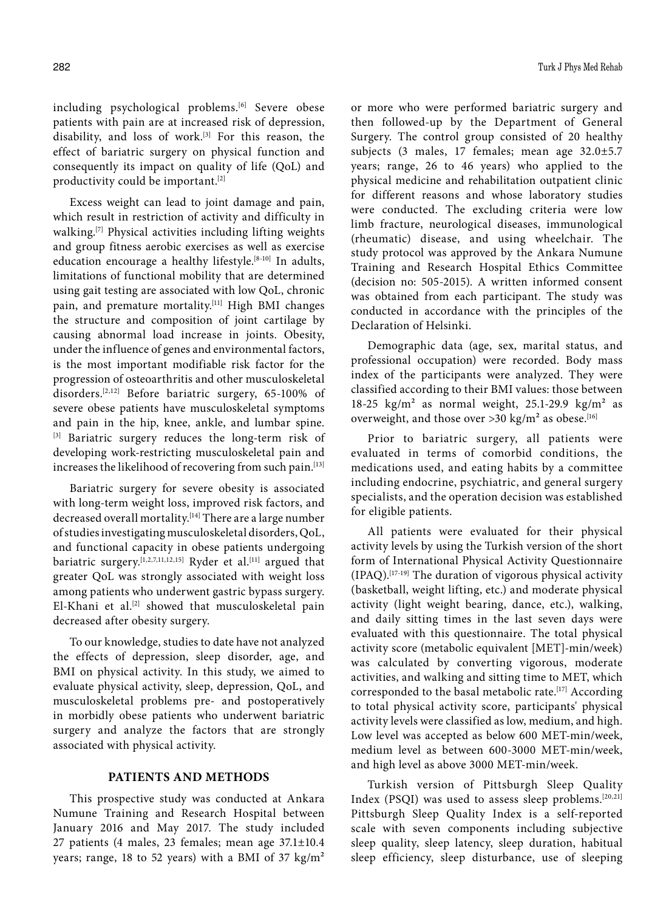including psychological problems.[6] Severe obese patients with pain are at increased risk of depression, disability, and loss of work.[3] For this reason, the effect of bariatric surgery on physical function and consequently its impact on quality of life (QoL) and productivity could be important.[2]

Excess weight can lead to joint damage and pain, which result in restriction of activity and difficulty in walking.[7] Physical activities including lifting weights and group fitness aerobic exercises as well as exercise education encourage a healthy lifestyle.[8-10] In adults, limitations of functional mobility that are determined using gait testing are associated with low QoL, chronic pain, and premature mortality.[11] High BMI changes the structure and composition of joint cartilage by causing abnormal load increase in joints. Obesity, under the influence of genes and environmental factors, is the most important modifiable risk factor for the progression of osteoarthritis and other musculoskeletal disorders.[2,12] Before bariatric surgery, 65-100% of severe obese patients have musculoskeletal symptoms and pain in the hip, knee, ankle, and lumbar spine.[3] Bariatric surgery reduces the long-term risk of developing work-restricting musculoskeletal pain and increases the likelihood of recovering from such pain.[13]

Bariatric surgery for severe obesity is associated with long-term weight loss, improved risk factors, and decreased overall mortality.[14] There are a large number of studies investigating musculoskeletal disorders, QoL, and functional capacity in obese patients undergoing bariatric surgery.[1,2,7,11,12,15] Ryder et al.[11] argued that greater QoL was strongly associated with weight loss among patients who underwent gastric bypass surgery. El-Khani et al.[2] showed that musculoskeletal pain decreased after obesity surgery.

To our knowledge, studies to date have not analyzed the effects of depression, sleep disorder, age, and BMI on physical activity. In this study, we aimed to evaluate physical activity, sleep, depression, QoL, and musculoskeletal problems pre- and postoperatively in morbidly obese patients who underwent bariatric surgery and analyze the factors that are strongly associated with physical activity.

## PATIENTS AND METHODS

This prospective study was conducted at Ankara Numune Training and Research Hospital between January 2016 and May 2017. The study included 27 patients (4 males, 23 females; mean age 37.1±10.4 years; range, 18 to 52 years) with a BMI of 37 kg/m² or more who were performed bariatric surgery and then followed-up by the Department of General Surgery. The control group consisted of 20 healthy subjects (3 males, 17 females; mean age 32.0±5.7 years; range, 26 to 46 years) who applied to the physical medicine and rehabilitation outpatient clinic for different reasons and whose laboratory studies were conducted. The excluding criteria were low limb fracture, neurological diseases, immunological (rheumatic) disease, and using wheelchair. The study protocol was approved by the Ankara Numune Training and Research Hospital Ethics Committee (decision no: 505-2015). A written informed consent was obtained from each participant. The study was conducted in accordance with the principles of the Declaration of Helsinki.

Demographic data (age, sex, marital status, and professional occupation) were recorded. Body mass index of the participants were analyzed. They were classified according to their BMI values: those between 18-25 kg/m² as normal weight, 25.1-29.9 kg/m² as overweight, and those over >30 kg/m² as obese.[16]

Prior to bariatric surgery, all patients were evaluated in terms of comorbid conditions, the medications used, and eating habits by a committee including endocrine, psychiatric, and general surgery specialists, and the operation decision was established for eligible patients.

All patients were evaluated for their physical activity levels by using the Turkish version of the short form of International Physical Activity Questionnaire (IPAQ).[17-19] The duration of vigorous physical activity (basketball, weight lifting, etc.) and moderate physical activity (light weight bearing, dance, etc.), walking, and daily sitting times in the last seven days were evaluated with this questionnaire. The total physical activity score (metabolic equivalent [MET]-min/week) was calculated by converting vigorous, moderate activities, and walking and sitting time to MET, which corresponded to the basal metabolic rate.[17] According to total physical activity score, participants' physical activity levels were classified as low, medium, and high. Low level was accepted as below 600 MET-min/week, medium level as between 600-3000 MET-min/week, and high level as above 3000 MET-min/week.

Turkish version of Pittsburgh Sleep Quality Index (PSQI) was used to assess sleep problems.[20,21] Pittsburgh Sleep Quality Index is a self-reported scale with seven components including subjective sleep quality, sleep latency, sleep duration, habitual sleep efficiency, sleep disturbance, use of sleeping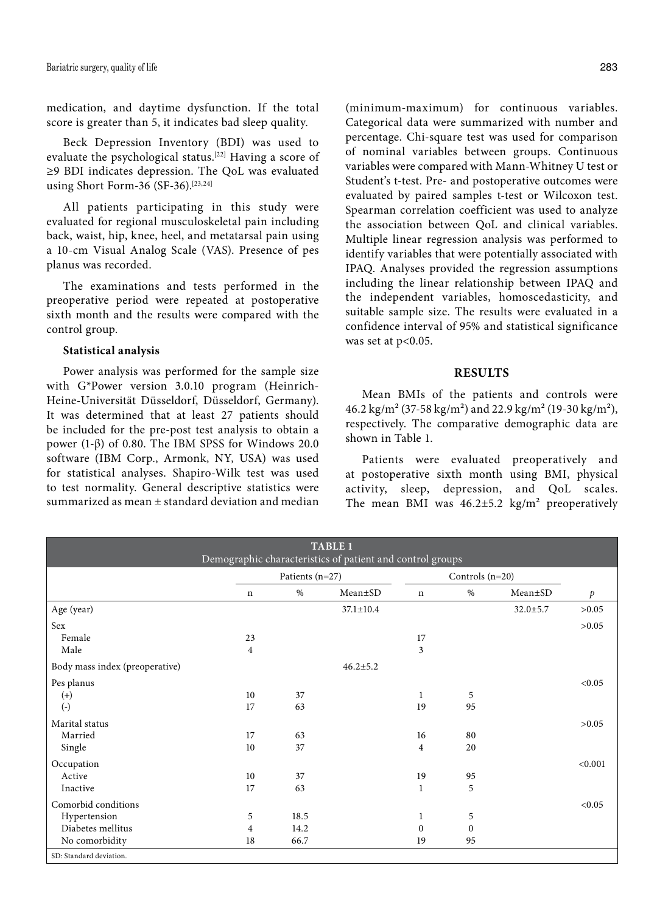medication, and daytime dysfunction. If the total score is greater than 5, it indicates bad sleep quality.

Beck Depression Inventory (BDI) was used to evaluate the psychological status.[22] Having a score of ≥9 BDI indicates depression. The QoL was evaluated using Short Form-36 (SF-36).[23,24]

All patients participating in this study were evaluated for regional musculoskeletal pain including back, waist, hip, knee, heel, and metatarsal pain using a 10-cm Visual Analog Scale (VAS). Presence of pes planus was recorded.

The examinations and tests performed in the preoperative period were repeated at postoperative sixth month and the results were compared with the control group.

**Statistical analysis**

Power analysis was performed for the sample size with G*Power version 3.0.10 program (Heinrich-Heine-Universität Düsseldorf, Düsseldorf, Germany). It was determined that at least 27 patients should be included for the pre-post test analysis to obtain a power (1-β) of 0.80. The IBM SPSS for Windows 20.0 software (IBM Corp., Armonk, NY, USA) was used for statistical analyses. Shapiro-Wilk test was used to test normality. General descriptive statistics were summarized as mean ± standard deviation and median (minimum-maximum) for continuous variables. Categorical data were summarized with number and percentage. Chi-square test was used for comparison of nominal variables between groups. Continuous variables were compared with Mann-Whitney U test or Student's t-test. Pre- and postoperative outcomes were evaluated by paired samples t-test or Wilcoxon test. Spearman correlation coefficient was used to analyze the association between QoL and clinical variables. Multiple linear regression analysis was performed to identify variables that were potentially associated with IPAQ. Analyses provided the regression assumptions including the linear relationship between IPAQ and the independent variables, homoscedasticity, and suitable sample size. The results were evaluated in a confidence interval of 95% and statistical significance was set at $p<0.05$.

## RESULTS

Mean BMIs of the patients and controls were 46.2 kg/m² (37-58 kg/m²) and 22.9 kg/m² (19-30 kg/m²), respectively. The comparative demographic data are shown in Table 1.

Patients were evaluated preoperatively and at postoperative sixth month using BMI, physical activity, sleep, depression, and QoL scales. The mean BMI was 46.2±5.2 kg/m² preoperatively

**TABLE 1**
Demographic characteristics of patient and control groups

| | Patients (n=27) | | | Controls (n=20) | | | |
|---|---|---|---|---|---|---|---|
| | n | % | Mean±SD | n | % | Mean±SD | *p* |
| Age (year) | | | 37.1±10.4 | | | 32.0±5.7 | >0.05 |
| Sex | | | | | | | >0.05 |
| Female | 23 | | | 17 | | | |
| Male | 4 | | | 3 | | | |
| Body mass index (preoperative) | | | 46.2±5.2 | | | | |
| Pes planus | | | | | | | <0.05 |
| (+) | 10 | 37 | | 1 | 5 | | |
| (-) | 17 | 63 | | 19 | 95 | | |
| Marital status | | | | | | | >0.05 |
| Married | 17 | 63 | | 16 | 80 | | |
| Single | 10 | 37 | | 4 | 20 | | |
| Occupation | | | | | | | <0.001 |
| Active | 10 | 37 | | 19 | 95 | | |
| Inactive | 17 | 63 | | 1 | 5 | | |
| Comorbid conditions | | | | | | | <0.05 |
| Hypertension | 5 | 18.5 | | 1 | 5 | | |
| Diabetes mellitus | 4 | 14.2 | | 0 | 0 | | |
| No comorbidity | 18 | 66.7 | | 19 | 95 | | |

SD: Standard deviation.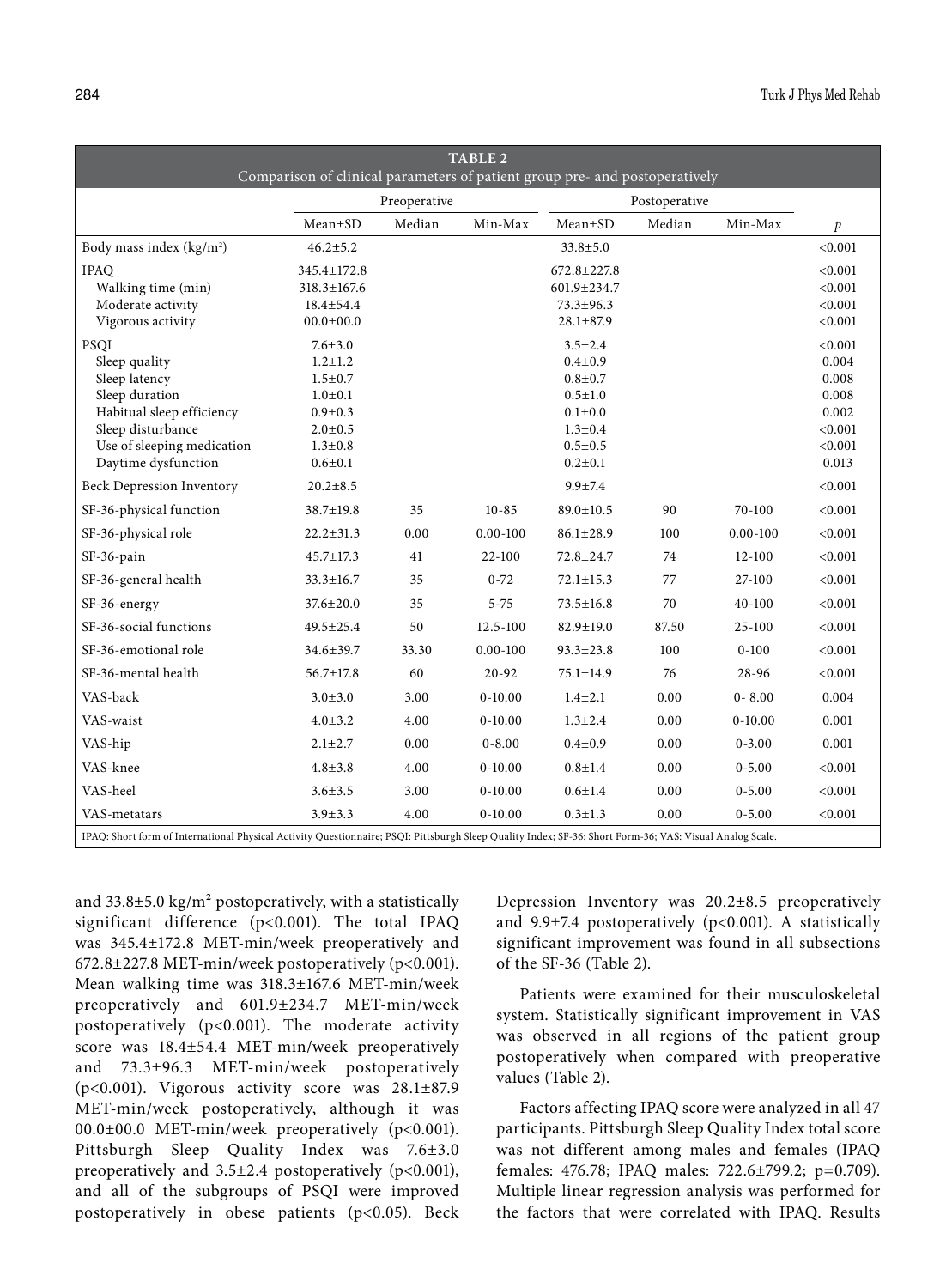**TABLE 2**
Comparison of clinical parameters of patient group pre- and postoperatively

| | Preoperative | | | Postoperative | | | |
|---|---|---|---|---|---|---|---|
| | Mean±SD | Median | Min-Max | Mean±SD | Median | Min-Max | *p* |
| Body mass index (kg/m²) | 46.2±5.2 | | | 33.8±5.0 | | | <0.001 |
| IPAQ | 345.4±172.8 | | | 672.8±227.8 | | | <0.001 |
| Walking time (min) | 318.3±167.6 | | | 601.9±234.7 | | | <0.001 |
| Moderate activity | 18.4±54.4 | | | 73.3±96.3 | | | <0.001 |
| Vigorous activity | 00.0±00.0 | | | 28.1±87.9 | | | <0.001 |
| PSQI | 7.6±3.0 | | | 3.5±2.4 | | | <0.001 |
| Sleep quality | 1.2±1.2 | | | 0.4±0.9 | | | 0.004 |
| Sleep latency | 1.5±0.7 | | | 0.8±0.7 | | | 0.008 |
| Sleep duration | 1.0±0.1 | | | 0.5±1.0 | | | 0.008 |
| Habitual sleep efficiency | 0.9±0.3 | | | 0.1±0.0 | | | 0.002 |
| Sleep disturbance | 2.0±0.5 | | | 1.3±0.4 | | | <0.001 |
| Use of sleeping medication | 1.3±0.8 | | | 0.5±0.5 | | | <0.001 |
| Daytime dysfunction | 0.6±0.1 | | | 0.2±0.1 | | | 0.013 |
| Beck Depression Inventory | 20.2±8.5 | | | 9.9±7.4 | | | <0.001 |
| SF-36-physical function | 38.7±19.8 | 35 | 10-85 | 89.0±10.5 | 90 | 70-100 | <0.001 |
| SF-36-physical role | 22.2±31.3 | 0.00 | 0.00-100 | 86.1±28.9 | 100 | 0.00-100 | <0.001 |
| SF-36-pain | 45.7±17.3 | 41 | 22-100 | 72.8±24.7 | 74 | 12-100 | <0.001 |
| SF-36-general health | 33.3±16.7 | 35 | 0-72 | 72.1±15.3 | 77 | 27-100 | <0.001 |
| SF-36-energy | 37.6±20.0 | 35 | 5-75 | 73.5±16.8 | 70 | 40-100 | <0.001 |
| SF-36-social functions | 49.5±25.4 | 50 | 12.5-100 | 82.9±19.0 | 87.50 | 25-100 | <0.001 |
| SF-36-emotional role | 34.6±39.7 | 33.30 | 0.00-100 | 93.3±23.8 | 100 | 0-100 | <0.001 |
| SF-36-mental health | 56.7±17.8 | 60 | 20-92 | 75.1±14.9 | 76 | 28-96 | <0.001 |
| VAS-back | 3.0±3.0 | 3.00 | 0-10.00 | 1.4±2.1 | 0.00 | 0- 8.00 | 0.004 |
| VAS-waist | 4.0±3.2 | 4.00 | 0-10.00 | 1.3±2.4 | 0.00 | 0-10.00 | 0.001 |
| VAS-hip | 2.1±2.7 | 0.00 | 0-8.00 | 0.4±0.9 | 0.00 | 0-3.00 | 0.001 |
| VAS-knee | 4.8±3.8 | 4.00 | 0-10.00 | 0.8±1.4 | 0.00 | 0-5.00 | <0.001 |
| VAS-heel | 3.6±3.5 | 3.00 | 0-10.00 | 0.6±1.4 | 0.00 | 0-5.00 | <0.001 |
| VAS-metatars | 3.9±3.3 | 4.00 | 0-10.00 | 0.3±1.3 | 0.00 | 0-5.00 | <0.001 |

IPAQ: Short form of International Physical Activity Questionnaire; PSQI: Pittsburgh Sleep Quality Index; SF-36: Short Form-36; VAS: Visual Analog Scale.

and 33.8±5.0 kg/m² postoperatively, with a statistically significant difference ($p<0.001$). The total IPAQ was 345.4±172.8 MET-min/week preoperatively and 672.8±227.8 MET-min/week postoperatively ($p<0.001$). Mean walking time was 318.3±167.6 MET-min/week preoperatively and 601.9±234.7 MET-min/week postoperatively ($p<0.001$). The moderate activity score was 18.4±54.4 MET-min/week preoperatively and 73.3±96.3 MET-min/week postoperatively ($p<0.001$). Vigorous activity score was 28.1±87.9 MET-min/week postoperatively, although it was 00.0±00.0 MET-min/week preoperatively ($p<0.001$). Pittsburgh Sleep Quality Index was 7.6±3.0 preoperatively and 3.5±2.4 postoperatively ($p<0.001$), and all of the subgroups of PSQI were improved postoperatively in obese patients ($p<0.05$). Beck Depression Inventory was 20.2±8.5 preoperatively and 9.9±7.4 postoperatively ($p<0.001$). A statistically significant improvement was found in all subsections of the SF-36 (Table 2).

Patients were examined for their musculoskeletal system. Statistically significant improvement in VAS was observed in all regions of the patient group postoperatively when compared with preoperative values (Table 2).

Factors affecting IPAQ score were analyzed in all 47 participants. Pittsburgh Sleep Quality Index total score was not different among males and females (IPAQ females: 476.78; IPAQ males: 722.6±799.2; $p=0.709$). Multiple linear regression analysis was performed for the factors that were correlated with IPAQ. Results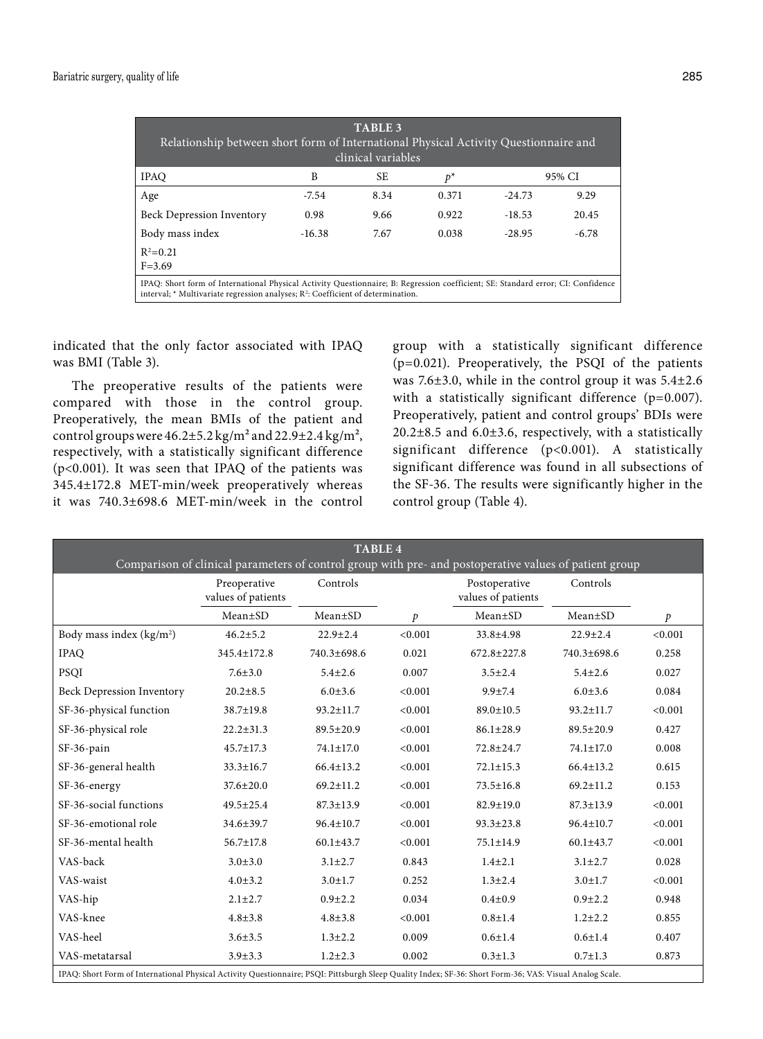**TABLE 3**
Relationship between short form of International Physical Activity Questionnaire and clinical variables

| IPAQ | B | SE | $p^*$ | 95% CI | |
|---|---|---|---|---|---|
| Age | -7.54 | 8.34 | 0.371 | -24.73 | 9.29 |
| Beck Depression Inventory | 0.98 | 9.66 | 0.922 | -18.53 | 20.45 |
| Body mass index | -16.38 | 7.67 | 0.038 | -28.95 | -6.78 |
| $R^2$=0.21<br>F=3.69 | | | | | |

IPAQ: Short form of International Physical Activity Questionnaire; B: Regression coefficient; SE: Standard error; CI: Confidence interval; * Multivariate regression analyses; $R^2$: Coefficient of determination.

indicated that the only factor associated with IPAQ was BMI (Table 3).

The preoperative results of the patients were compared with those in the control group. Preoperatively, the mean BMIs of the patient and control groups were 46.2±5.2 kg/m² and 22.9±2.4 kg/m², respectively, with a statistically significant difference (p<0.001). It was seen that IPAQ of the patients was 345.4±172.8 MET-min/week preoperatively whereas it was 740.3±698.6 MET-min/week in the control group with a statistically significant difference (p=0.021). Preoperatively, the PSQI of the patients was 7.6±3.0, while in the control group it was 5.4±2.6 with a statistically significant difference (p=0.007). Preoperatively, patient and control groups' BDIs were 20.2±8.5 and 6.0±3.6, respectively, with a statistically significant difference (p<0.001). A statistically significant difference was found in all subsections of the SF-36. The results were significantly higher in the control group (Table 4).

**TABLE 4**
Comparison of clinical parameters of control group with pre- and postoperative values of patient group

| | Preoperative values of patients | Controls | | Postoperative values of patients | Controls | |
|---|---|---|---|---|---|---|
| | Mean±SD | Mean±SD | *p* | Mean±SD | Mean±SD | *p* |
| Body mass index (kg/m²) | 46.2±5.2 | 22.9±2.4 | <0.001 | 33.8±4.98 | 22.9±2.4 | <0.001 |
| IPAQ | 345.4±172.8 | 740.3±698.6 | 0.021 | 672.8±227.8 | 740.3±698.6 | 0.258 |
| PSQI | 7.6±3.0 | 5.4±2.6 | 0.007 | 3.5±2.4 | 5.4±2.6 | 0.027 |
| Beck Depression Inventory | 20.2±8.5 | 6.0±3.6 | <0.001 | 9.9±7.4 | 6.0±3.6 | 0.084 |
| SF-36-physical function | 38.7±19.8 | 93.2±11.7 | <0.001 | 89.0±10.5 | 93.2±11.7 | <0.001 |
| SF-36-physical role | 22.2±31.3 | 89.5±20.9 | <0.001 | 86.1±28.9 | 89.5±20.9 | 0.427 |
| SF-36-pain | 45.7±17.3 | 74.1±17.0 | <0.001 | 72.8±24.7 | 74.1±17.0 | 0.008 |
| SF-36-general health | 33.3±16.7 | 66.4±13.2 | <0.001 | 72.1±15.3 | 66.4±13.2 | 0.615 |
| SF-36-energy | 37.6±20.0 | 69.2±11.2 | <0.001 | 73.5±16.8 | 69.2±11.2 | 0.153 |
| SF-36-social functions | 49.5±25.4 | 87.3±13.9 | <0.001 | 82.9±19.0 | 87.3±13.9 | <0.001 |
| SF-36-emotional role | 34.6±39.7 | 96.4±10.7 | <0.001 | 93.3±23.8 | 96.4±10.7 | <0.001 |
| SF-36-mental health | 56.7±17.8 | 60.1±43.7 | <0.001 | 75.1±14.9 | 60.1±43.7 | <0.001 |
| VAS-back | 3.0±3.0 | 3.1±2.7 | 0.843 | 1.4±2.1 | 3.1±2.7 | 0.028 |
| VAS-waist | 4.0±3.2 | 3.0±1.7 | 0.252 | 1.3±2.4 | 3.0±1.7 | <0.001 |
| VAS-hip | 2.1±2.7 | 0.9±2.2 | 0.034 | 0.4±0.9 | 0.9±2.2 | 0.948 |
| VAS-knee | 4.8±3.8 | 4.8±3.8 | <0.001 | 0.8±1.4 | 1.2±2.2 | 0.855 |
| VAS-heel | 3.6±3.5 | 1.3±2.2 | 0.009 | 0.6±1.4 | 0.6±1.4 | 0.407 |
| VAS-metatarsal | 3.9±3.3 | 1.2±2.3 | 0.002 | 0.3±1.3 | 0.7±1.3 | 0.873 |

IPAQ: Short Form of International Physical Activity Questionnaire; PSQI: Pittsburgh Sleep Quality Index; SF-36: Short Form-36; VAS: Visual Analog Scale.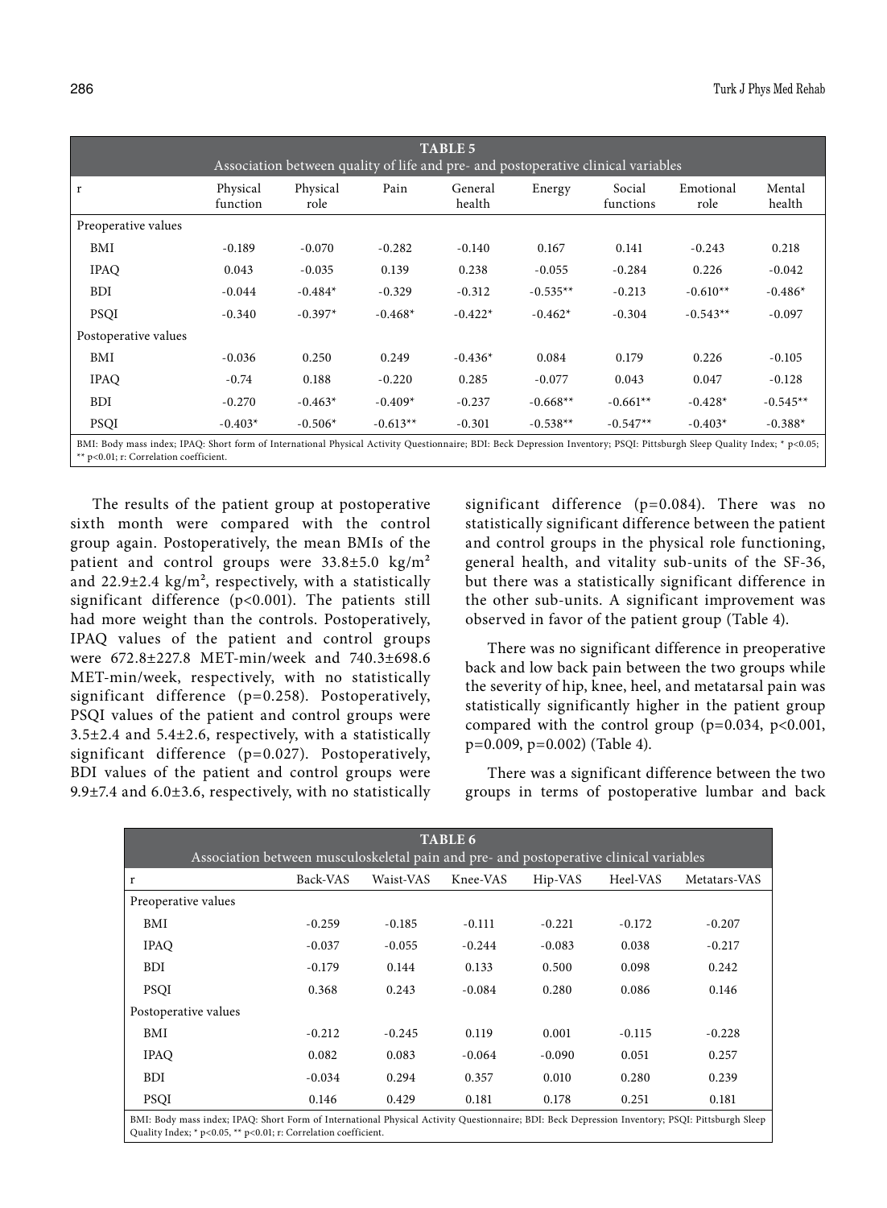**TABLE 5**
Association between quality of life and pre- and postoperative clinical variables

| r | Physical function | Physical role | Pain | General health | Energy | Social functions | Emotional role | Mental health |
|---|---|---|---|---|---|---|---|---|
| Preoperative values | | | | | | | | |
| BMI | -0.189 | -0.070 | -0.282 | -0.140 | 0.167 | 0.141 | -0.243 | 0.218 |
| IPAQ | 0.043 | -0.035 | 0.139 | 0.238 | -0.055 | -0.284 | 0.226 | -0.042 |
| BDI | -0.044 | -0.484* | -0.329 | -0.312 | -0.535** | -0.213 | -0.610** | -0.486* |
| PSQI | -0.340 | -0.397* | -0.468* | -0.422* | -0.462* | -0.304 | -0.543** | -0.097 |
| Postoperative values | | | | | | | | |
| BMI | -0.036 | 0.250 | 0.249 | -0.436* | 0.084 | 0.179 | 0.226 | -0.105 |
| IPAQ | -0.74 | 0.188 | -0.220 | 0.285 | -0.077 | 0.043 | 0.047 | -0.128 |
| BDI | -0.270 | -0.463* | -0.409* | -0.237 | -0.668** | -0.661** | -0.428* | -0.545** |
| PSQI | -0.403* | -0.506* | -0.613** | -0.301 | -0.538** | -0.547** | -0.403* | -0.388* |

BMI: Body mass index; IPAQ: Short form of International Physical Activity Questionnaire; BDI: Beck Depression Inventory; PSQI: Pittsburgh Sleep Quality Index; * p<0.05; ** p<0.01; r: Correlation coefficient.

The results of the patient group at postoperative sixth month were compared with the control group again. Postoperatively, the mean BMIs of the patient and control groups were 33.8±5.0 kg/m$^2$ and 22.9±2.4 kg/m$^2$, respectively, with a statistically significant difference (p<0.001). The patients still had more weight than the controls. Postoperatively, IPAQ values of the patient and control groups were 672.8±227.8 MET-min/week and 740.3±698.6 MET-min/week, respectively, with no statistically significant difference (p=0.258). Postoperatively, PSQI values of the patient and control groups were 3.5±2.4 and 5.4±2.6, respectively, with a statistically significant difference (p=0.027). Postoperatively, BDI values of the patient and control groups were 9.9±7.4 and 6.0±3.6, respectively, with no statistically significant difference (p=0.084). There was no statistically significant difference between the patient and control groups in the physical role functioning, general health, and vitality sub-units of the SF-36, but there was a statistically significant difference in the other sub-units. A significant improvement was observed in favor of the patient group (Table 4).

There was no significant difference in preoperative back and low back pain between the two groups while the severity of hip, knee, heel, and metatarsal pain was statistically significantly higher in the patient group compared with the control group (p=0.034, p<0.001, p=0.009, p=0.002) (Table 4).

There was a significant difference between the two groups in terms of postoperative lumbar and back

**TABLE 6**
Association between musculoskeletal pain and pre- and postoperative clinical variables

| r | Back-VAS | Waist-VAS | Knee-VAS | Hip-VAS | Heel-VAS | Metatars-VAS |
|---|---|---|---|---|---|---|
| Preoperative values | | | | | | |
| BMI | -0.259 | -0.185 | -0.111 | -0.221 | -0.172 | -0.207 |
| IPAQ | -0.037 | -0.055 | -0.244 | -0.083 | 0.038 | -0.217 |
| BDI | -0.179 | 0.144 | 0.133 | 0.500 | 0.098 | 0.242 |
| PSQI | 0.368 | 0.243 | -0.084 | 0.280 | 0.086 | 0.146 |
| Postoperative values | | | | | | |
| BMI | -0.212 | -0.245 | 0.119 | 0.001 | -0.115 | -0.228 |
| IPAQ | 0.082 | 0.083 | -0.064 | -0.090 | 0.051 | 0.257 |
| BDI | -0.034 | 0.294 | 0.357 | 0.010 | 0.280 | 0.239 |
| PSQI | 0.146 | 0.429 | 0.181 | 0.178 | 0.251 | 0.181 |

BMI: Body mass index; IPAQ: Short Form of International Physical Activity Questionnaire; BDI: Beck Depression Inventory; PSQI: Pittsburgh Sleep Quality Index; * p<0.05, ** p<0.01; r: Correlation coefficient.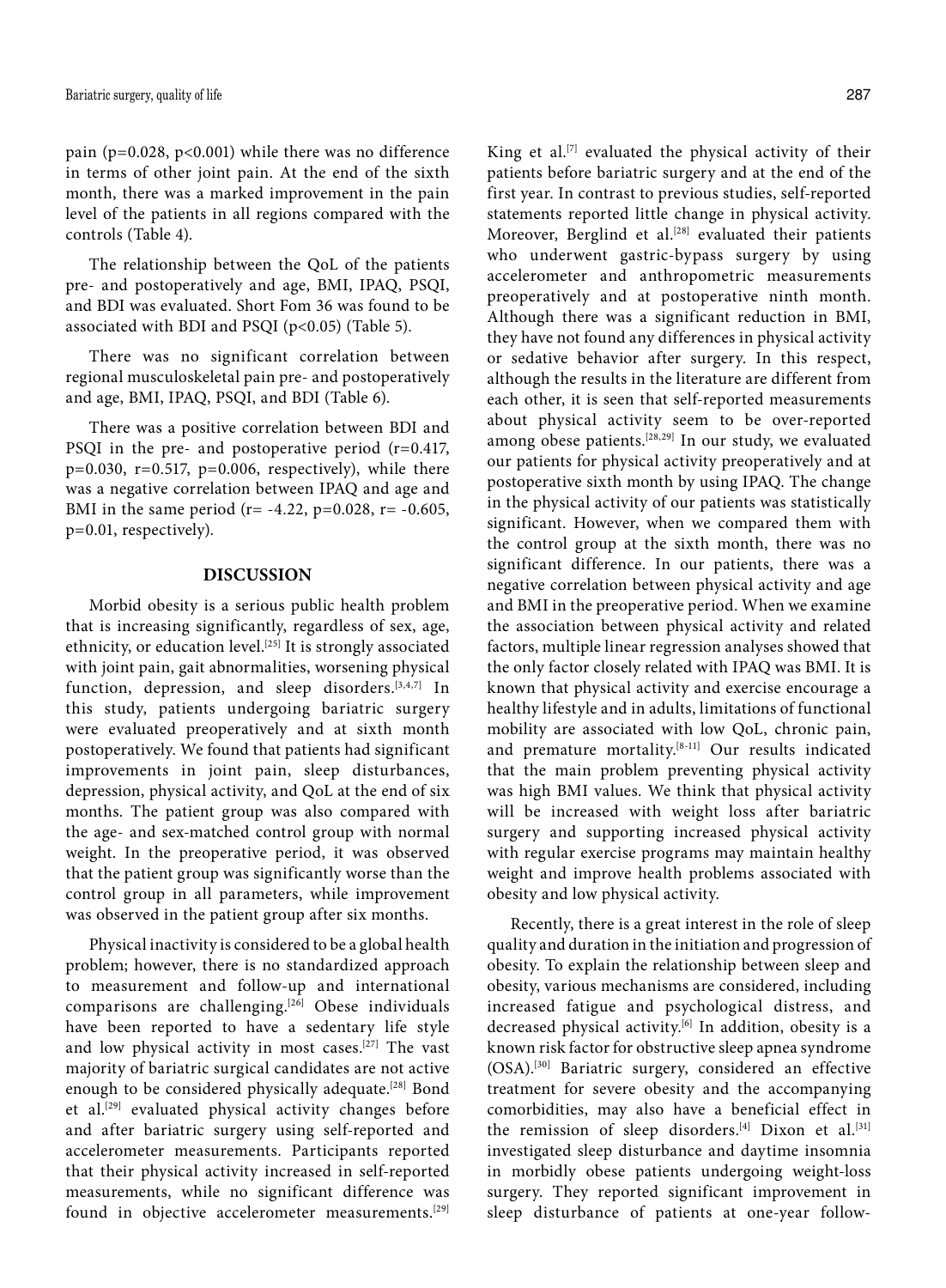pain (p=0.028, p<0.001) while there was no difference in terms of other joint pain. At the end of the sixth month, there was a marked improvement in the pain level of the patients in all regions compared with the controls (Table 4).

The relationship between the QoL of the patients pre- and postoperatively and age, BMI, IPAQ, PSQI, and BDI was evaluated. Short Fom 36 was found to be associated with BDI and PSQI (p<0.05) (Table 5).

There was no significant correlation between regional musculoskeletal pain pre- and postoperatively and age, BMI, IPAQ, PSQI, and BDI (Table 6).

There was a positive correlation between BDI and PSQI in the pre- and postoperative period (r=0.417, p=0.030, r=0.517, p=0.006, respectively), while there was a negative correlation between IPAQ and age and BMI in the same period (r= -4.22, p=0.028, r= -0.605, p=0.01, respectively).

## DISCUSSION

Morbid obesity is a serious public health problem that is increasing significantly, regardless of sex, age, ethnicity, or education level.[25] It is strongly associated with joint pain, gait abnormalities, worsening physical function, depression, and sleep disorders.[3,4,7] In this study, patients undergoing bariatric surgery were evaluated preoperatively and at sixth month postoperatively. We found that patients had significant improvements in joint pain, sleep disturbances, depression, physical activity, and QoL at the end of six months. The patient group was also compared with the age- and sex-matched control group with normal weight. In the preoperative period, it was observed that the patient group was significantly worse than the control group in all parameters, while improvement was observed in the patient group after six months.

Physical inactivity is considered to be a global health problem; however, there is no standardized approach to measurement and follow-up and international comparisons are challenging.[26] Obese individuals have been reported to have a sedentary life style and low physical activity in most cases.[27] The vast majority of bariatric surgical candidates are not active enough to be considered physically adequate.[28] Bond et al.[29] evaluated physical activity changes before and after bariatric surgery using self-reported and accelerometer measurements. Participants reported that their physical activity increased in self-reported measurements, while no significant difference was found in objective accelerometer measurements.[29] King et al.[7] evaluated the physical activity of their patients before bariatric surgery and at the end of the first year. In contrast to previous studies, self-reported statements reported little change in physical activity. Moreover, Berglind et al.[28] evaluated their patients who underwent gastric-bypass surgery by using accelerometer and anthropometric measurements preoperatively and at postoperative ninth month. Although there was a significant reduction in BMI, they have not found any differences in physical activity or sedative behavior after surgery. In this respect, although the results in the literature are different from each other, it is seen that self-reported measurements about physical activity seem to be over-reported among obese patients.[28,29] In our study, we evaluated our patients for physical activity preoperatively and at postoperative sixth month by using IPAQ. The change in the physical activity of our patients was statistically significant. However, when we compared them with the control group at the sixth month, there was no significant difference. In our patients, there was a negative correlation between physical activity and age and BMI in the preoperative period. When we examine the association between physical activity and related factors, multiple linear regression analyses showed that the only factor closely related with IPAQ was BMI. It is known that physical activity and exercise encourage a healthy lifestyle and in adults, limitations of functional mobility are associated with low QoL, chronic pain, and premature mortality.[8-11] Our results indicated that the main problem preventing physical activity was high BMI values. We think that physical activity will be increased with weight loss after bariatric surgery and supporting increased physical activity with regular exercise programs may maintain healthy weight and improve health problems associated with obesity and low physical activity.

Recently, there is a great interest in the role of sleep quality and duration in the initiation and progression of obesity. To explain the relationship between sleep and obesity, various mechanisms are considered, including increased fatigue and psychological distress, and decreased physical activity.[6] In addition, obesity is a known risk factor for obstructive sleep apnea syndrome (OSA).[30] Bariatric surgery, considered an effective treatment for severe obesity and the accompanying comorbidities, may also have a beneficial effect in the remission of sleep disorders.[4] Dixon et al.[31] investigated sleep disturbance and daytime insomnia in morbidly obese patients undergoing weight-loss surgery. They reported significant improvement in sleep disturbance of patients at one-year follow-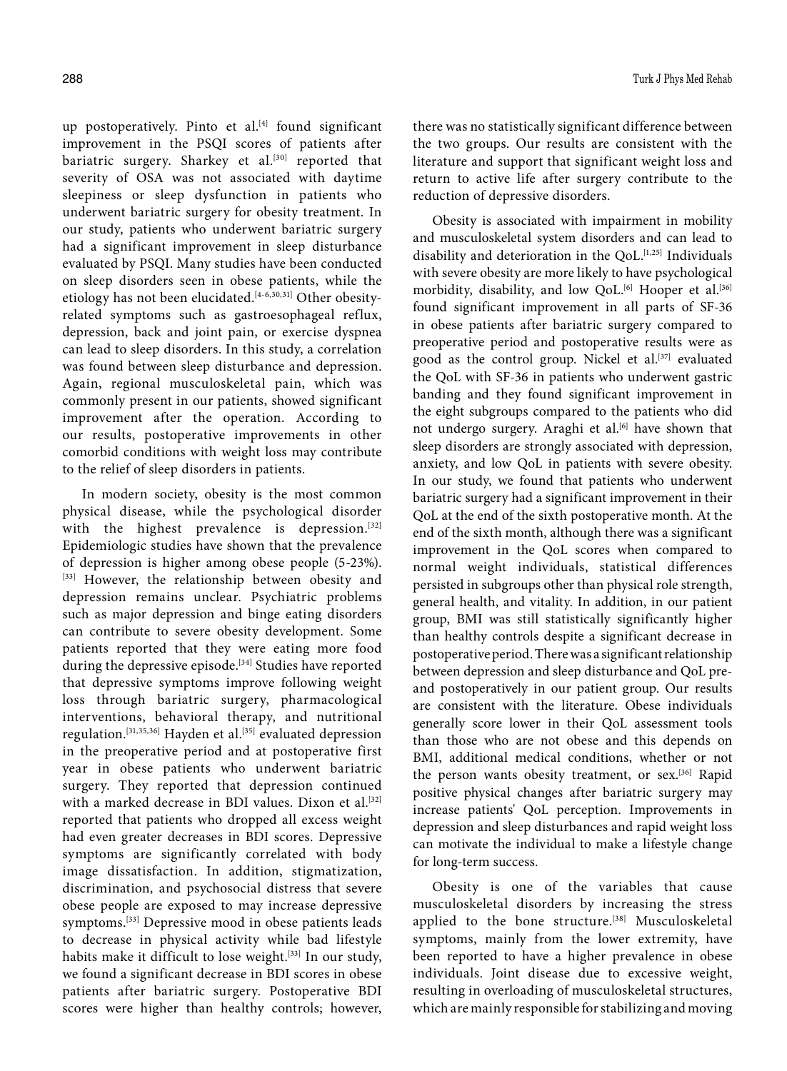up postoperatively. Pinto et al.[4] found significant improvement in the PSQI scores of patients after bariatric surgery. Sharkey et al.[30] reported that severity of OSA was not associated with daytime sleepiness or sleep dysfunction in patients who underwent bariatric surgery for obesity treatment. In our study, patients who underwent bariatric surgery had a significant improvement in sleep disturbance evaluated by PSQI. Many studies have been conducted on sleep disorders seen in obese patients, while the etiology has not been elucidated.[4-6,30,31] Other obesity-related symptoms such as gastroesophageal reflux, depression, back and joint pain, or exercise dyspnea can lead to sleep disorders. In this study, a correlation was found between sleep disturbance and depression. Again, regional musculoskeletal pain, which was commonly present in our patients, showed significant improvement after the operation. According to our results, postoperative improvements in other comorbid conditions with weight loss may contribute to the relief of sleep disorders in patients.

In modern society, obesity is the most common physical disease, while the psychological disorder with the highest prevalence is depression.[32] Epidemiologic studies have shown that the prevalence of depression is higher among obese people (5-23%).[33] However, the relationship between obesity and depression remains unclear. Psychiatric problems such as major depression and binge eating disorders can contribute to severe obesity development. Some patients reported that they were eating more food during the depressive episode.[34] Studies have reported that depressive symptoms improve following weight loss through bariatric surgery, pharmacological interventions, behavioral therapy, and nutritional regulation.[31,35,36] Hayden et al.[35] evaluated depression in the preoperative period and at postoperative first year in obese patients who underwent bariatric surgery. They reported that depression continued with a marked decrease in BDI values. Dixon et al.[32] reported that patients who dropped all excess weight had even greater decreases in BDI scores. Depressive symptoms are significantly correlated with body image dissatisfaction. In addition, stigmatization, discrimination, and psychosocial distress that severe obese people are exposed to may increase depressive symptoms.[33] Depressive mood in obese patients leads to decrease in physical activity while bad lifestyle habits make it difficult to lose weight.[33] In our study, we found a significant decrease in BDI scores in obese patients after bariatric surgery. Postoperative BDI scores were higher than healthy controls; however, there was no statistically significant difference between the two groups. Our results are consistent with the literature and support that significant weight loss and return to active life after surgery contribute to the reduction of depressive disorders.

Obesity is associated with impairment in mobility and musculoskeletal system disorders and can lead to disability and deterioration in the QoL.[1,25] Individuals with severe obesity are more likely to have psychological morbidity, disability, and low QoL.[6] Hooper et al.[36] found significant improvement in all parts of SF-36 in obese patients after bariatric surgery compared to preoperative period and postoperative results were as good as the control group. Nickel et al.[37] evaluated the QoL with SF-36 in patients who underwent gastric banding and they found significant improvement in the eight subgroups compared to the patients who did not undergo surgery. Araghi et al.[6] have shown that sleep disorders are strongly associated with depression, anxiety, and low QoL in patients with severe obesity. In our study, we found that patients who underwent bariatric surgery had a significant improvement in their QoL at the end of the sixth postoperative month. At the end of the sixth month, although there was a significant improvement in the QoL scores when compared to normal weight individuals, statistical differences persisted in subgroups other than physical role strength, general health, and vitality. In addition, in our patient group, BMI was still statistically significantly higher than healthy controls despite a significant decrease in postoperative period. There was a significant relationship between depression and sleep disturbance and QoL pre- and postoperatively in our patient group. Our results are consistent with the literature. Obese individuals generally score lower in their QoL assessment tools than those who are not obese and this depends on BMI, additional medical conditions, whether or not the person wants obesity treatment, or sex.[36] Rapid positive physical changes after bariatric surgery may increase patients' QoL perception. Improvements in depression and sleep disturbances and rapid weight loss can motivate the individual to make a lifestyle change for long-term success.

Obesity is one of the variables that cause musculoskeletal disorders by increasing the stress applied to the bone structure.[38] Musculoskeletal symptoms, mainly from the lower extremity, have been reported to have a higher prevalence in obese individuals. Joint disease due to excessive weight, resulting in overloading of musculoskeletal structures, which are mainly responsible for stabilizing and moving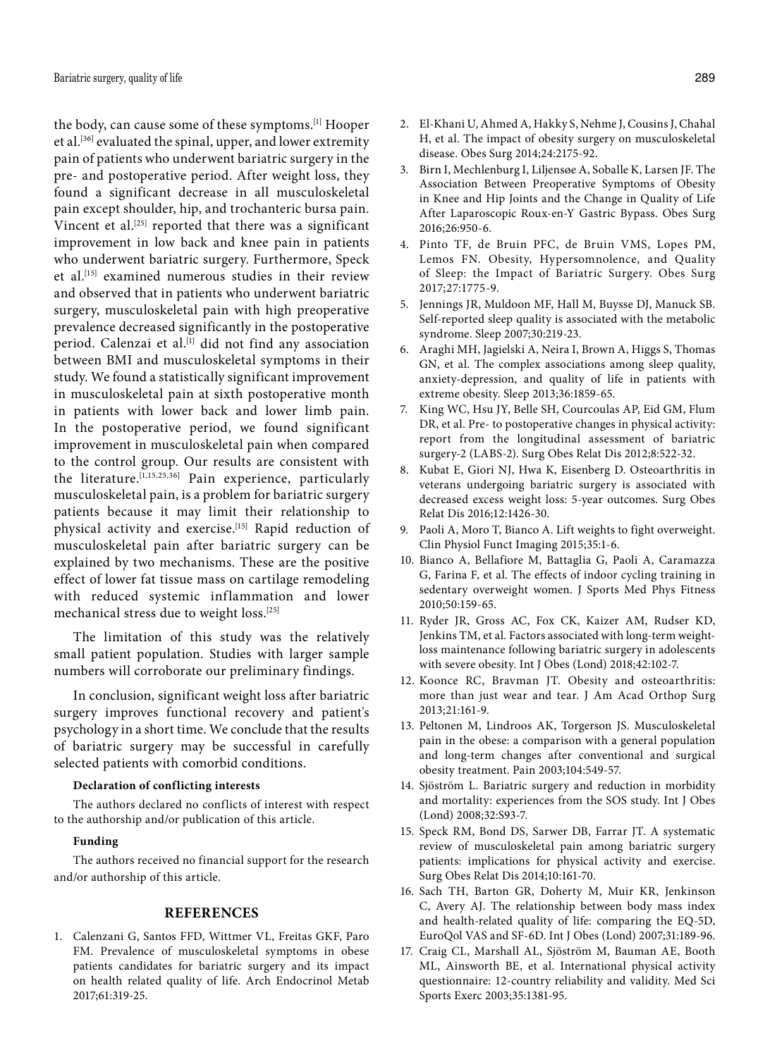the body, can cause some of these symptoms.[1] Hooper et al.[36] evaluated the spinal, upper, and lower extremity pain of patients who underwent bariatric surgery in the pre- and postoperative period. After weight loss, they found a significant decrease in all musculoskeletal pain except shoulder, hip, and trochanteric bursa pain. Vincent et al.[25] reported that there was a significant improvement in low back and knee pain in patients who underwent bariatric surgery. Furthermore, Speck et al.[15] examined numerous studies in their review and observed that in patients who underwent bariatric surgery, musculoskeletal pain with high preoperative prevalence decreased significantly in the postoperative period. Calenzai et al.[1] did not find any association between BMI and musculoskeletal symptoms in their study. We found a statistically significant improvement in musculoskeletal pain at sixth postoperative month in patients with lower back and lower limb pain. In the postoperative period, we found significant improvement in musculoskeletal pain when compared to the control group. Our results are consistent with the literature.[1,15,25,36] Pain experience, particularly musculoskeletal pain, is a problem for bariatric surgery patients because it may limit their relationship to physical activity and exercise.[15] Rapid reduction of musculoskeletal pain after bariatric surgery can be explained by two mechanisms. These are the positive effect of lower fat tissue mass on cartilage remodeling with reduced systemic inflammation and lower mechanical stress due to weight loss.[25]

The limitation of this study was the relatively small patient population. Studies with larger sample numbers will corroborate our preliminary findings.

In conclusion, significant weight loss after bariatric surgery improves functional recovery and patient's psychology in a short time. We conclude that the results of bariatric surgery may be successful in carefully selected patients with comorbid conditions.

**Declaration of conflicting interests**

The authors declared no conflicts of interest with respect to the authorship and/or publication of this article.

**Funding**

The authors received no financial support for the research and/or authorship of this article.

## REFERENCES

1. Calenzani G, Santos FFD, Wittmer VL, Freitas GKF, Paro FM. Prevalence of musculoskeletal symptoms in obese patients candidates for bariatric surgery and its impact on health related quality of life. Arch Endocrinol Metab 2017;61:319-25.
2. El-Khani U, Ahmed A, Hakky S, Nehme J, Cousins J, Chahal H, et al. The impact of obesity surgery on musculoskeletal disease. Obes Surg 2014;24:2175-92.
3. Birn I, Mechlenburg I, Liljensøe A, Soballe K, Larsen JF. The Association Between Preoperative Symptoms of Obesity in Knee and Hip Joints and the Change in Quality of Life After Laparoscopic Roux-en-Y Gastric Bypass. Obes Surg 2016;26:950-6.
4. Pinto TF, de Bruin PFC, de Bruin VMS, Lopes PM, Lemos FN. Obesity, Hypersomnolence, and Quality of Sleep: the Impact of Bariatric Surgery. Obes Surg 2017;27:1775-9.
5. Jennings JR, Muldoon MF, Hall M, Buysse DJ, Manuck SB. Self-reported sleep quality is associated with the metabolic syndrome. Sleep 2007;30:219-23.
6. Araghi MH, Jagielski A, Neira I, Brown A, Higgs S, Thomas GN, et al. The complex associations among sleep quality, anxiety-depression, and quality of life in patients with extreme obesity. Sleep 2013;36:1859-65.
7. King WC, Hsu JY, Belle SH, Courcoulas AP, Eid GM, Flum DR, et al. Pre- to postoperative changes in physical activity: report from the longitudinal assessment of bariatric surgery-2 (LABS-2). Surg Obes Relat Dis 2012;8:522-32.
8. Kubat E, Giori NJ, Hwa K, Eisenberg D. Osteoarthritis in veterans undergoing bariatric surgery is associated with decreased excess weight loss: 5-year outcomes. Surg Obes Relat Dis 2016;12:1426-30.
9. Paoli A, Moro T, Bianco A. Lift weights to fight overweight. Clin Physiol Funct Imaging 2015;35:1-6.
10. Bianco A, Bellafiore M, Battaglia G, Paoli A, Caramazza G, Farina F, et al. The effects of indoor cycling training in sedentary overweight women. J Sports Med Phys Fitness 2010;50:159-65.
11. Ryder JR, Gross AC, Fox CK, Kaizer AM, Rudser KD, Jenkins TM, et al. Factors associated with long-term weight-loss maintenance following bariatric surgery in adolescents with severe obesity. Int J Obes (Lond) 2018;42:102-7.
12. Koonce RC, Bravman JT. Obesity and osteoarthritis: more than just wear and tear. J Am Acad Orthop Surg 2013;21:161-9.
13. Peltonen M, Lindroos AK, Torgerson JS. Musculoskeletal pain in the obese: a comparison with a general population and long-term changes after conventional and surgical obesity treatment. Pain 2003;104:549-57.
14. Sjöström L. Bariatric surgery and reduction in morbidity and mortality: experiences from the SOS study. Int J Obes (Lond) 2008;32:S93-7.
15. Speck RM, Bond DS, Sarwer DB, Farrar JT. A systematic review of musculoskeletal pain among bariatric surgery patients: implications for physical activity and exercise. Surg Obes Relat Dis 2014;10:161-70.
16. Sach TH, Barton GR, Doherty M, Muir KR, Jenkinson C, Avery AJ. The relationship between body mass index and health-related quality of life: comparing the EQ-5D, EuroQol VAS and SF-6D. Int J Obes (Lond) 2007;31:189-96.
17. Craig CL, Marshall AL, Sjöström M, Bauman AE, Booth ML, Ainsworth BE, et al. International physical activity questionnaire: 12-country reliability and validity. Med Sci Sports Exerc 2003;35:1381-95.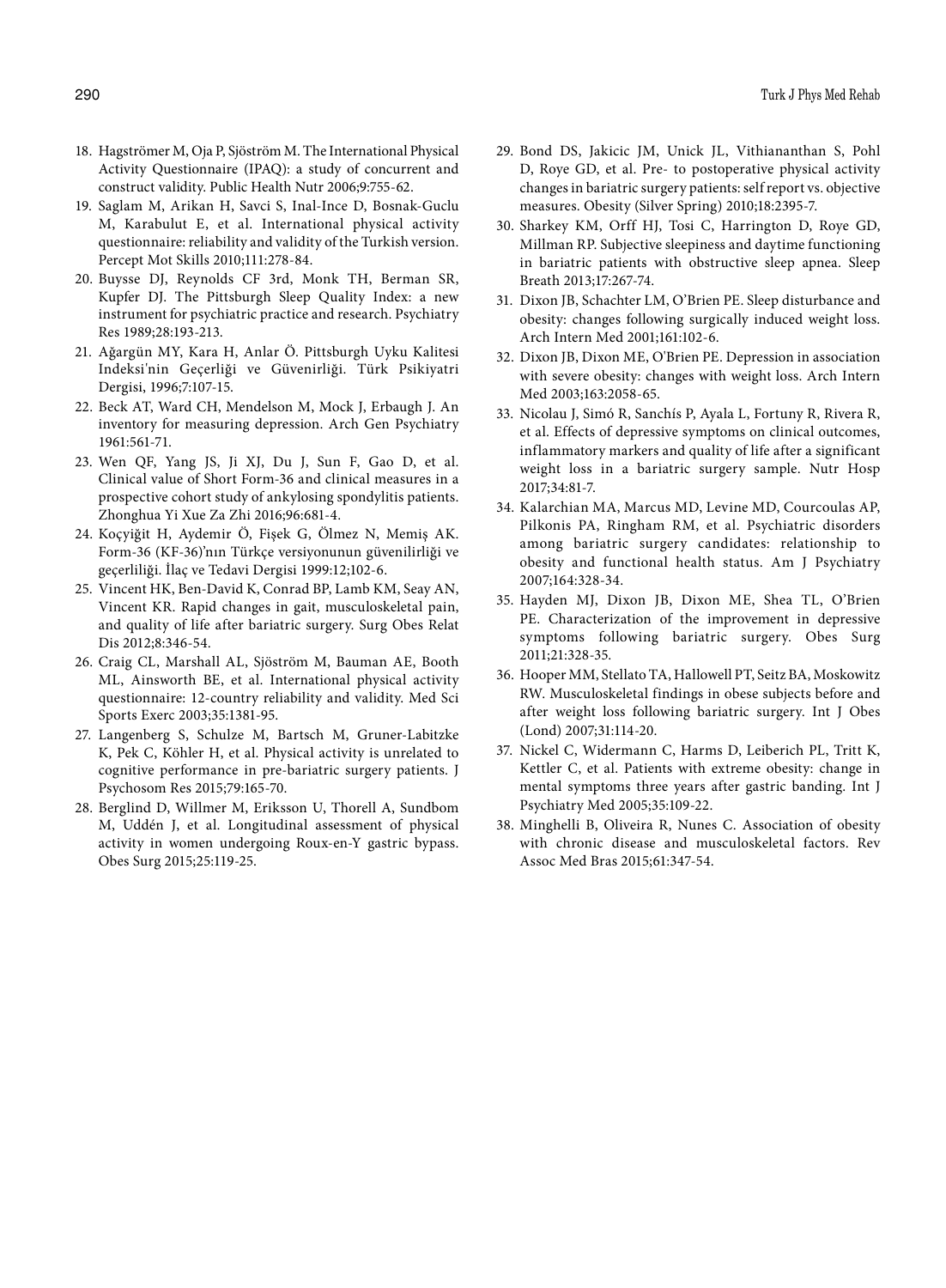18. Hagströmer M, Oja P, Sjöström M. The International Physical Activity Questionnaire (IPAQ): a study of concurrent and construct validity. Public Health Nutr 2006;9:755-62.
19. Saglam M, Arikan H, Savci S, Inal-Ince D, Bosnak-Guclu M, Karabulut E, et al. International physical activity questionnaire: reliability and validity of the Turkish version. Percept Mot Skills 2010;111:278-84.
20. Buysse DJ, Reynolds CF 3rd, Monk TH, Berman SR, Kupfer DJ. The Pittsburgh Sleep Quality Index: a new instrument for psychiatric practice and research. Psychiatry Res 1989;28:193-213.
21. Ağargün MY, Kara H, Anlar Ö. Pittsburgh Uyku Kalitesi Indeksi'nin Geçerliği ve Güvenirliği. Türk Psikiyatri Dergisi, 1996;7:107-15.
22. Beck AT, Ward CH, Mendelson M, Mock J, Erbaugh J. An inventory for measuring depression. Arch Gen Psychiatry 1961:561-71.
23. Wen QF, Yang JS, Ji XJ, Du J, Sun F, Gao D, et al. Clinical value of Short Form-36 and clinical measures in a prospective cohort study of ankylosing spondylitis patients. Zhonghua Yi Xue Za Zhi 2016;96:681-4.
24. Koçyiğit H, Aydemir Ö, Fişek G, Ölmez N, Memiş AK. Form-36 (KF-36)'nın Türkçe versiyonunun güvenilirliği ve geçerliliği. İlaç ve Tedavi Dergisi 1999:12;102-6.
25. Vincent HK, Ben-David K, Conrad BP, Lamb KM, Seay AN, Vincent KR. Rapid changes in gait, musculoskeletal pain, and quality of life after bariatric surgery. Surg Obes Relat Dis 2012;8:346-54.
26. Craig CL, Marshall AL, Sjöström M, Bauman AE, Booth ML, Ainsworth BE, et al. International physical activity questionnaire: 12-country reliability and validity. Med Sci Sports Exerc 2003;35:1381-95.
27. Langenberg S, Schulze M, Bartsch M, Gruner-Labitzke K, Pek C, Köhler H, et al. Physical activity is unrelated to cognitive performance in pre-bariatric surgery patients. J Psychosom Res 2015;79:165-70.
28. Berglind D, Willmer M, Eriksson U, Thorell A, Sundbom M, Uddén J, et al. Longitudinal assessment of physical activity in women undergoing Roux-en-Y gastric bypass. Obes Surg 2015;25:119-25.
29. Bond DS, Jakicic JM, Unick JL, Vithiananthan S, Pohl D, Roye GD, et al. Pre- to postoperative physical activity changes in bariatric surgery patients: self report vs. objective measures. Obesity (Silver Spring) 2010;18:2395-7.
30. Sharkey KM, Orff HJ, Tosi C, Harrington D, Roye GD, Millman RP. Subjective sleepiness and daytime functioning in bariatric patients with obstructive sleep apnea. Sleep Breath 2013;17:267-74.
31. Dixon JB, Schachter LM, O'Brien PE. Sleep disturbance and obesity: changes following surgically induced weight loss. Arch Intern Med 2001;161:102-6.
32. Dixon JB, Dixon ME, O'Brien PE. Depression in association with severe obesity: changes with weight loss. Arch Intern Med 2003;163:2058-65.
33. Nicolau J, Simó R, Sanchís P, Ayala L, Fortuny R, Rivera R, et al. Effects of depressive symptoms on clinical outcomes, inflammatory markers and quality of life after a significant weight loss in a bariatric surgery sample. Nutr Hosp 2017;34:81-7.
34. Kalarchian MA, Marcus MD, Levine MD, Courcoulas AP, Pilkonis PA, Ringham RM, et al. Psychiatric disorders among bariatric surgery candidates: relationship to obesity and functional health status. Am J Psychiatry 2007;164:328-34.
35. Hayden MJ, Dixon JB, Dixon ME, Shea TL, O'Brien PE. Characterization of the improvement in depressive symptoms following bariatric surgery. Obes Surg 2011;21:328-35.
36. Hooper MM, Stellato TA, Hallowell PT, Seitz BA, Moskowitz RW. Musculoskeletal findings in obese subjects before and after weight loss following bariatric surgery. Int J Obes (Lond) 2007;31:114-20.
37. Nickel C, Widermann C, Harms D, Leiberich PL, Tritt K, Kettler C, et al. Patients with extreme obesity: change in mental symptoms three years after gastric banding. Int J Psychiatry Med 2005;35:109-22.
38. Minghelli B, Oliveira R, Nunes C. Association of obesity with chronic disease and musculoskeletal factors. Rev Assoc Med Bras 2015;61:347-54.